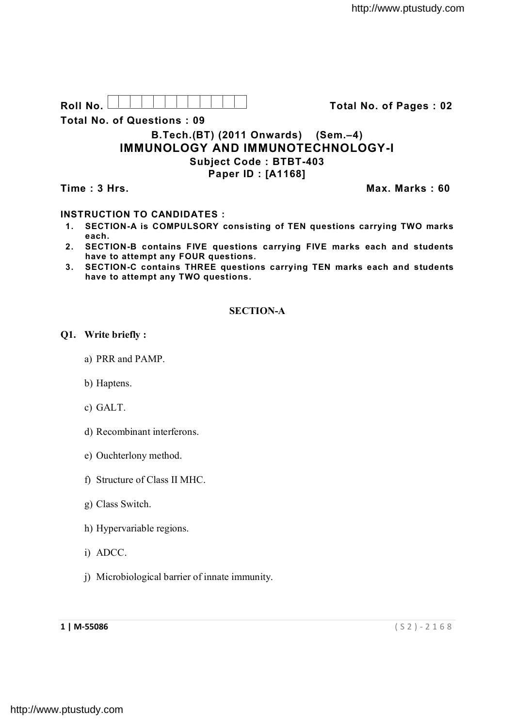Roll No. [ ] Total No. of Pages : 02

Total No. of Questions : 09

# B.Tech.(BT) (2011 Onwards) (Sem.–4)

# IMMUNOLOGY AND IMMUNOTECHNOLOGY-I

**Subject Code : BTBT-403**

**Paper ID : [A1168]**

**Time : 3 Hrs.** **Max. Marks : 60**

**INSTRUCTION TO CANDIDATES :**

1. **SECTION-A is COMPULSORY consisting of TEN questions carrying TWO marks each.**
2. **SECTION-B contains FIVE questions carrying FIVE marks each and students have to attempt any FOUR questions.**
3. **SECTION-C contains THREE questions carrying TEN marks each and students have to attempt any TWO questions.**

## SECTION-A

**Q1. Write briefly :**

a) PRR and PAMP.

b) Haptens.

c) GALT.

d) Recombinant interferons.

e) Ouchterlony method.

f) Structure of Class II MHC.

g) Class Switch.

h) Hypervariable regions.

i) ADCC.

j) Microbiological barrier of innate immunity.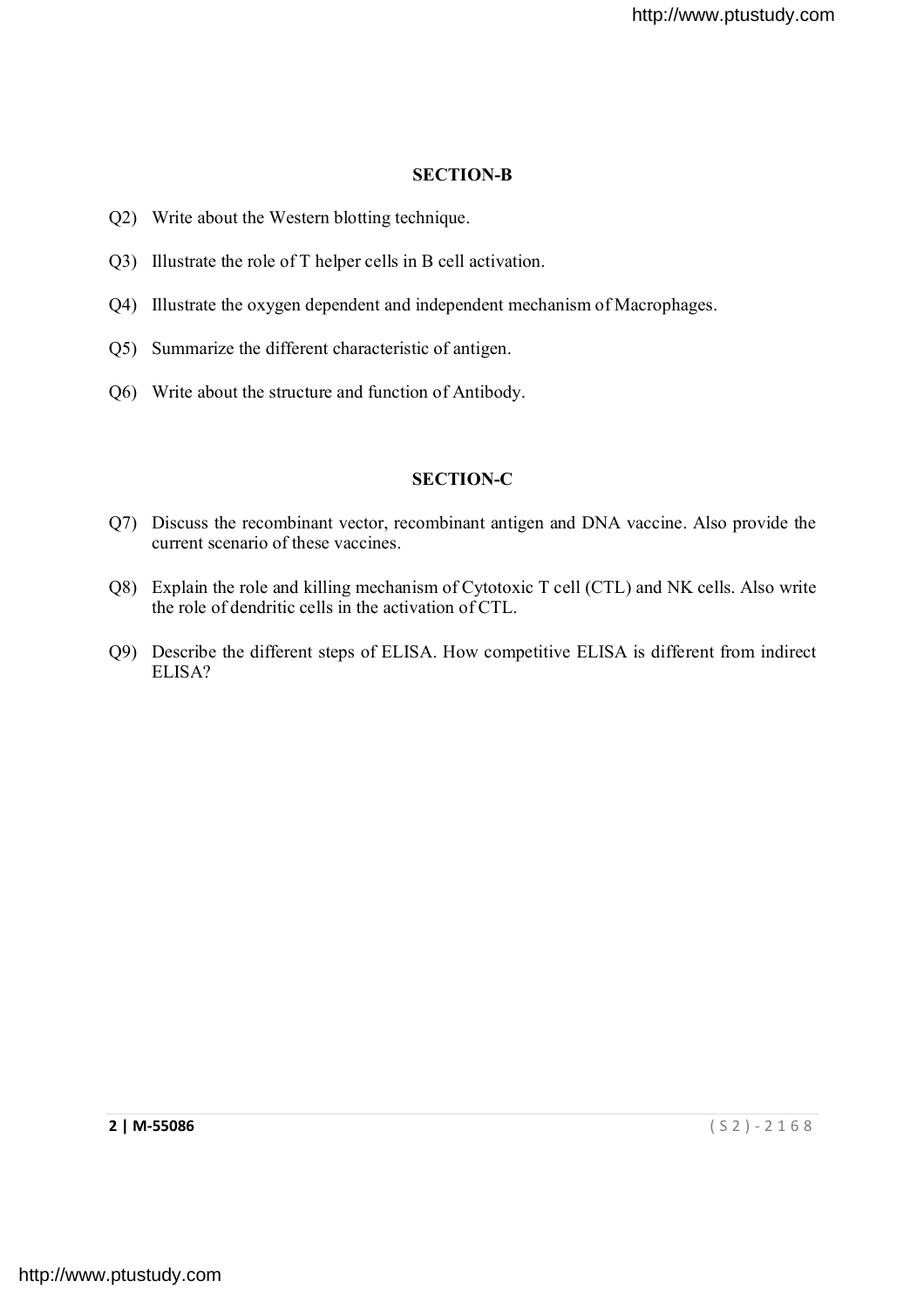## SECTION-B

Q2) Write about the Western blotting technique.

Q3) Illustrate the role of T helper cells in B cell activation.

Q4) Illustrate the oxygen dependent and independent mechanism of Macrophages.

Q5) Summarize the different characteristic of antigen.

Q6) Write about the structure and function of Antibody.

## SECTION-C

Q7) Discuss the recombinant vector, recombinant antigen and DNA vaccine. Also provide the current scenario of these vaccines.

Q8) Explain the role and killing mechanism of Cytotoxic T cell (CTL) and NK cells. Also write the role of dendritic cells in the activation of CTL.

Q9) Describe the different steps of ELISA. How competitive ELISA is different from indirect ELISA?